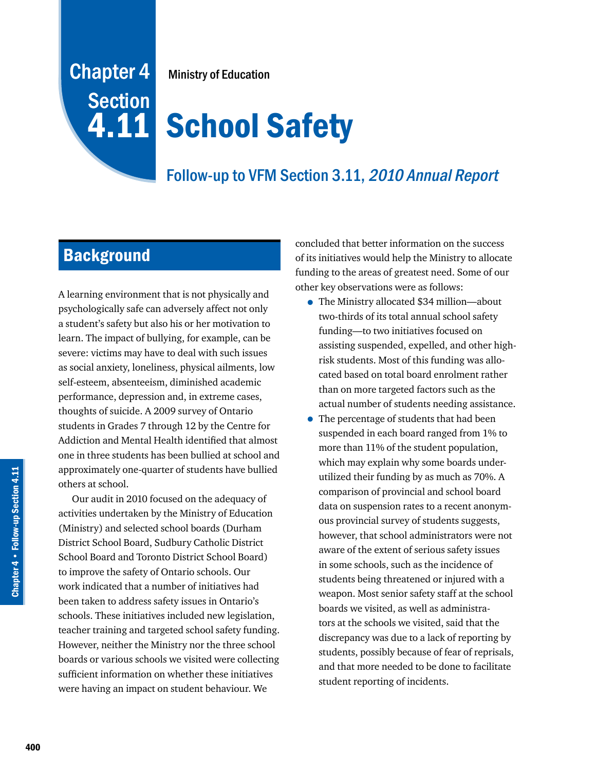# Chapter 4 Section 4.11

Ministry of Education

# School Safety

## Follow-up to VFM Section 3.11, *2010 Annual Report*

## Background

A learning environment that is not physically and psychologically safe can adversely affect not only a student's safety but also his or her motivation to learn. The impact of bullying, for example, can be severe: victims may have to deal with such issues as social anxiety, loneliness, physical ailments, low self-esteem, absenteeism, diminished academic performance, depression and, in extreme cases, thoughts of suicide. A 2009 survey of Ontario students in Grades 7 through 12 by the Centre for Addiction and Mental Health identified that almost one in three students has been bullied at school and approximately one-quarter of students have bullied others at school.

Our audit in 2010 focused on the adequacy of activities undertaken by the Ministry of Education (Ministry) and selected school boards (Durham District School Board, Sudbury Catholic District School Board and Toronto District School Board) to improve the safety of Ontario schools. Our work indicated that a number of initiatives had been taken to address safety issues in Ontario's schools. These initiatives included new legislation, teacher training and targeted school safety funding. However, neither the Ministry nor the three school boards or various schools we visited were collecting sufficient information on whether these initiatives were having an impact on student behaviour. We concluded that better information on the success of its initiatives would help the Ministry to allocate funding to the areas of greatest need. Some of our other key observations were as follows:

- The Ministry allocated $34 million—about two-thirds of its total annual school safety funding—to two initiatives focused on assisting suspended, expelled, and other high-risk students. Most of this funding was allocated based on total board enrolment rather than on more targeted factors such as the actual number of students needing assistance.
- The percentage of students that had been suspended in each board ranged from 1% to more than 11% of the student population, which may explain why some boards under-utilized their funding by as much as 70%. A comparison of provincial and school board data on suspension rates to a recent anonymous provincial survey of students suggests, however, that school administrators were not aware of the extent of serious safety issues in some schools, such as the incidence of students being threatened or injured with a weapon. Most senior safety staff at the school boards we visited, as well as administrators at the schools we visited, said that the discrepancy was due to a lack of reporting by students, possibly because of fear of reprisals, and that more needed to be done to facilitate student reporting of incidents.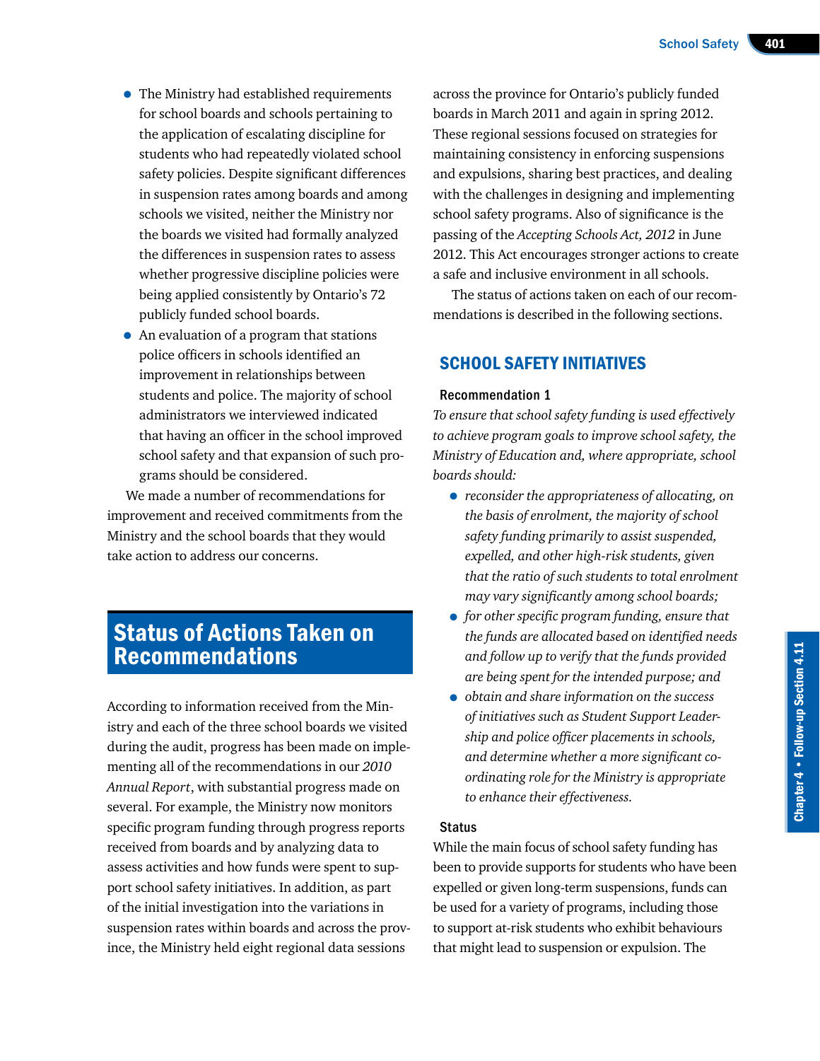- The Ministry had established requirements for school boards and schools pertaining to the application of escalating discipline for students who had repeatedly violated school safety policies. Despite significant differences in suspension rates among boards and among schools we visited, neither the Ministry nor the boards we visited had formally analyzed the differences in suspension rates to assess whether progressive discipline policies were being applied consistently by Ontario's 72 publicly funded school boards.
- An evaluation of a program that stations police officers in schools identified an improvement in relationships between students and police. The majority of school administrators we interviewed indicated that having an officer in the school improved school safety and that expansion of such programs should be considered.

We made a number of recommendations for improvement and received commitments from the Ministry and the school boards that they would take action to address our concerns.

# Status of Actions Taken on Recommendations

According to information received from the Ministry and each of the three school boards we visited during the audit, progress has been made on implementing all of the recommendations in our *2010 Annual Report*, with substantial progress made on several. For example, the Ministry now monitors specific program funding through progress reports received from boards and by analyzing data to assess activities and how funds were spent to support school safety initiatives. In addition, as part of the initial investigation into the variations in suspension rates within boards and across the province, the Ministry held eight regional data sessions across the province for Ontario's publicly funded boards in March 2011 and again in spring 2012. These regional sessions focused on strategies for maintaining consistency in enforcing suspensions and expulsions, sharing best practices, and dealing with the challenges in designing and implementing school safety programs. Also of significance is the passing of the *Accepting Schools Act, 2012* in June 2012. This Act encourages stronger actions to create a safe and inclusive environment in all schools.

The status of actions taken on each of our recommendations is described in the following sections.

## SCHOOL SAFETY INITIATIVES

### Recommendation 1

*To ensure that school safety funding is used effectively to achieve program goals to improve school safety, the Ministry of Education and, where appropriate, school boards should:*

- *reconsider the appropriateness of allocating, on the basis of enrolment, the majority of school safety funding primarily to assist suspended, expelled, and other high-risk students, given that the ratio of such students to total enrolment may vary significantly among school boards;*
- *for other specific program funding, ensure that the funds are allocated based on identified needs and follow up to verify that the funds provided are being spent for the intended purpose; and*
- *obtain and share information on the success of initiatives such as Student Support Leadership and police officer placements in schools, and determine whether a more significant co-ordinating role for the Ministry is appropriate to enhance their effectiveness.*

### Status

While the main focus of school safety funding has been to provide supports for students who have been expelled or given long-term suspensions, funds can be used for a variety of programs, including those to support at-risk students who exhibit behaviours that might lead to suspension or expulsion. The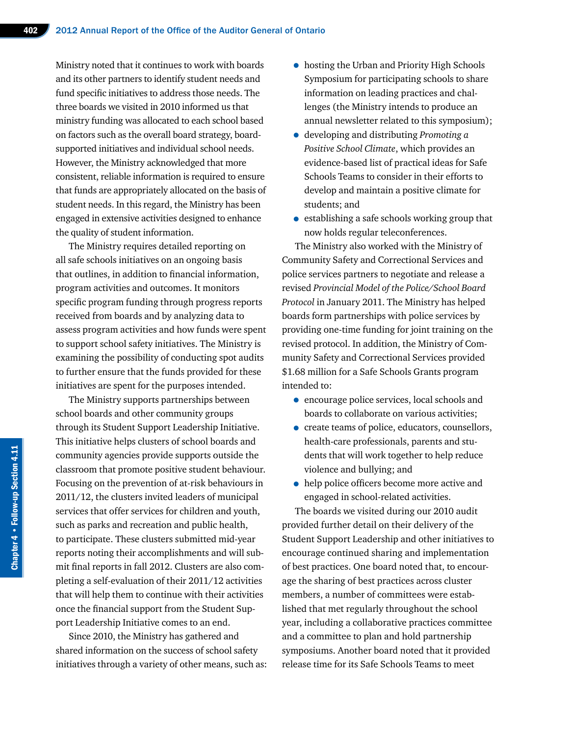Ministry noted that it continues to work with boards and its other partners to identify student needs and fund specific initiatives to address those needs. The three boards we visited in 2010 informed us that ministry funding was allocated to each school based on factors such as the overall board strategy, board-supported initiatives and individual school needs. However, the Ministry acknowledged that more consistent, reliable information is required to ensure that funds are appropriately allocated on the basis of student needs. In this regard, the Ministry has been engaged in extensive activities designed to enhance the quality of student information.

The Ministry requires detailed reporting on all safe schools initiatives on an ongoing basis that outlines, in addition to financial information, program activities and outcomes. It monitors specific program funding through progress reports received from boards and by analyzing data to assess program activities and how funds were spent to support school safety initiatives. The Ministry is examining the possibility of conducting spot audits to further ensure that the funds provided for these initiatives are spent for the purposes intended.

The Ministry supports partnerships between school boards and other community groups through its Student Support Leadership Initiative. This initiative helps clusters of school boards and community agencies provide supports outside the classroom that promote positive student behaviour. Focusing on the prevention of at-risk behaviours in 2011/12, the clusters invited leaders of municipal services that offer services for children and youth, such as parks and recreation and public health, to participate. These clusters submitted mid-year reports noting their accomplishments and will submit final reports in fall 2012. Clusters are also completing a self-evaluation of their 2011/12 activities that will help them to continue with their activities once the financial support from the Student Support Leadership Initiative comes to an end.

Since 2010, the Ministry has gathered and shared information on the success of school safety initiatives through a variety of other means, such as:

- hosting the Urban and Priority High Schools Symposium for participating schools to share information on leading practices and challenges (the Ministry intends to produce an annual newsletter related to this symposium);
- developing and distributing *Promoting a Positive School Climate*, which provides an evidence-based list of practical ideas for Safe Schools Teams to consider in their efforts to develop and maintain a positive climate for students; and
- establishing a safe schools working group that now holds regular teleconferences.

The Ministry also worked with the Ministry of Community Safety and Correctional Services and police services partners to negotiate and release a revised *Provincial Model of the Police/School Board Protocol* in January 2011. The Ministry has helped boards form partnerships with police services by providing one-time funding for joint training on the revised protocol. In addition, the Ministry of Community Safety and Correctional Services provided $1.68 million for a Safe Schools Grants program intended to:

- encourage police services, local schools and boards to collaborate on various activities;
- create teams of police, educators, counsellors, health-care professionals, parents and students that will work together to help reduce violence and bullying; and
- help police officers become more active and engaged in school-related activities.

The boards we visited during our 2010 audit provided further detail on their delivery of the Student Support Leadership and other initiatives to encourage continued sharing and implementation of best practices. One board noted that, to encourage the sharing of best practices across cluster members, a number of committees were established that met regularly throughout the school year, including a collaborative practices committee and a committee to plan and hold partnership symposiums. Another board noted that it provided release time for its Safe Schools Teams to meet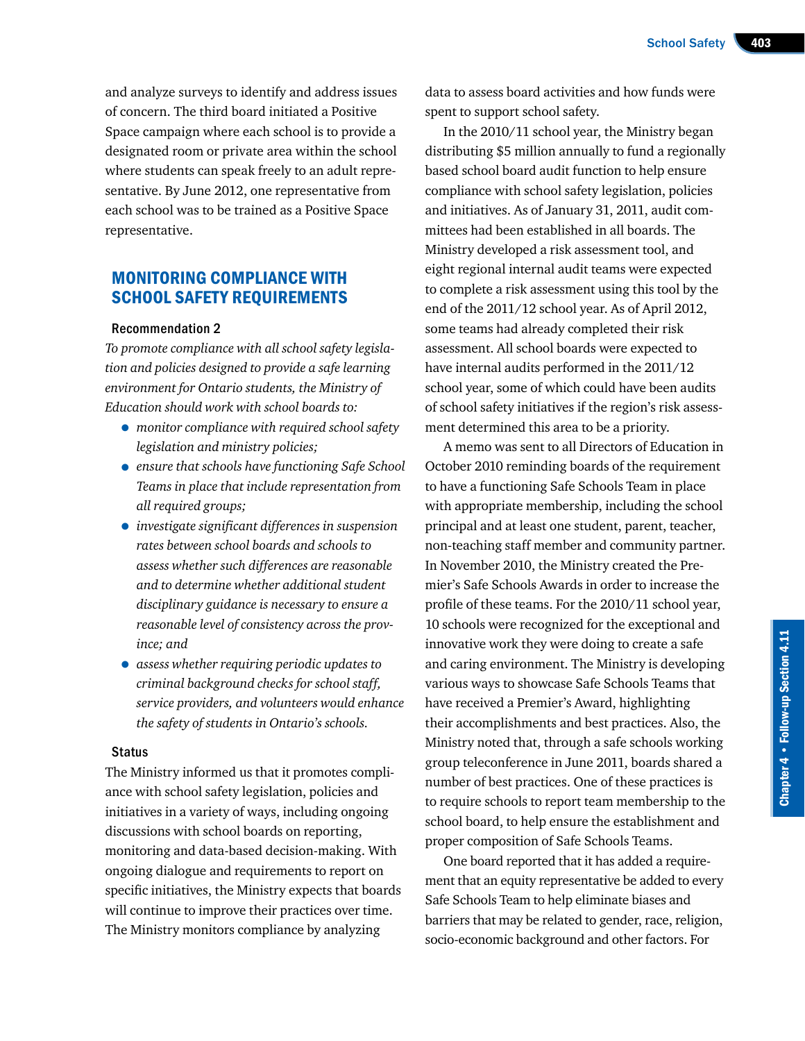and analyze surveys to identify and address issues of concern. The third board initiated a Positive Space campaign where each school is to provide a designated room or private area within the school where students can speak freely to an adult representative. By June 2012, one representative from each school was to be trained as a Positive Space representative.

## MONITORING COMPLIANCE WITH SCHOOL SAFETY REQUIREMENTS

### Recommendation 2

*To promote compliance with all school safety legislation and policies designed to provide a safe learning environment for Ontario students, the Ministry of Education should work with school boards to:*

- *monitor compliance with required school safety legislation and ministry policies;*
- *ensure that schools have functioning Safe School Teams in place that include representation from all required groups;*
- *investigate significant differences in suspension rates between school boards and schools to assess whether such differences are reasonable and to determine whether additional student disciplinary guidance is necessary to ensure a reasonable level of consistency across the province; and*
- *assess whether requiring periodic updates to criminal background checks for school staff, service providers, and volunteers would enhance the safety of students in Ontario's schools.*

### Status

The Ministry informed us that it promotes compliance with school safety legislation, policies and initiatives in a variety of ways, including ongoing discussions with school boards on reporting, monitoring and data-based decision-making. With ongoing dialogue and requirements to report on specific initiatives, the Ministry expects that boards will continue to improve their practices over time. The Ministry monitors compliance by analyzing data to assess board activities and how funds were spent to support school safety.

In the 2010/11 school year, the Ministry began distributing $5 million annually to fund a regionally based school board audit function to help ensure compliance with school safety legislation, policies and initiatives. As of January 31, 2011, audit committees had been established in all boards. The Ministry developed a risk assessment tool, and eight regional internal audit teams were expected to complete a risk assessment using this tool by the end of the 2011/12 school year. As of April 2012, some teams had already completed their risk assessment. All school boards were expected to have internal audits performed in the 2011/12 school year, some of which could have been audits of school safety initiatives if the region's risk assessment determined this area to be a priority.

A memo was sent to all Directors of Education in October 2010 reminding boards of the requirement to have a functioning Safe Schools Team in place with appropriate membership, including the school principal and at least one student, parent, teacher, non-teaching staff member and community partner. In November 2010, the Ministry created the Premier's Safe Schools Awards in order to increase the profile of these teams. For the 2010/11 school year, 10 schools were recognized for the exceptional and innovative work they were doing to create a safe and caring environment. The Ministry is developing various ways to showcase Safe Schools Teams that have received a Premier's Award, highlighting their accomplishments and best practices. Also, the Ministry noted that, through a safe schools working group teleconference in June 2011, boards shared a number of best practices. One of these practices is to require schools to report team membership to the school board, to help ensure the establishment and proper composition of Safe Schools Teams.

One board reported that it has added a requirement that an equity representative be added to every Safe Schools Team to help eliminate biases and barriers that may be related to gender, race, religion, socio-economic background and other factors. For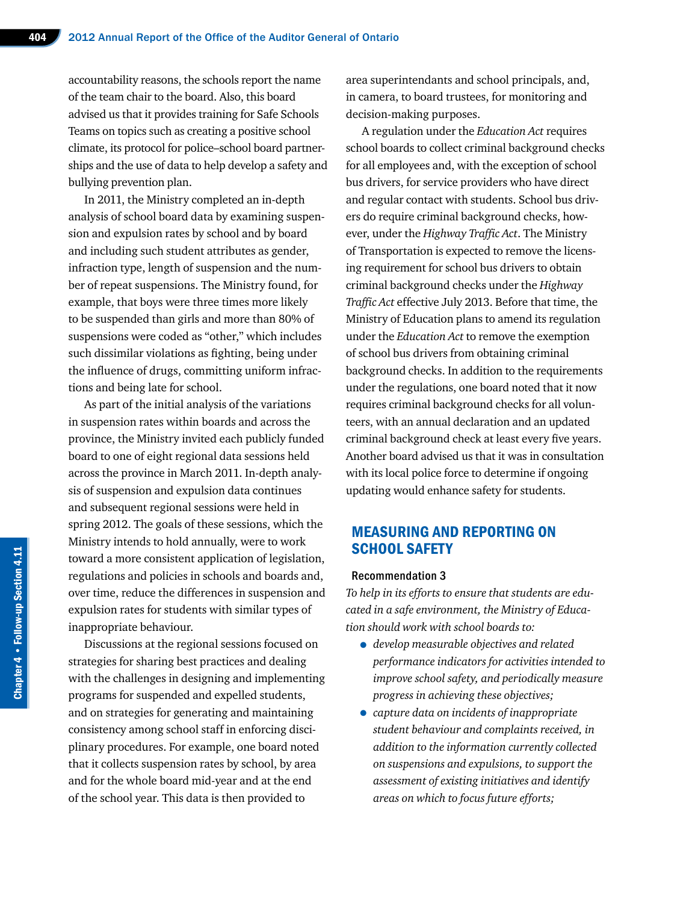accountability reasons, the schools report the name of the team chair to the board. Also, this board advised us that it provides training for Safe Schools Teams on topics such as creating a positive school climate, its protocol for police–school board partnerships and the use of data to help develop a safety and bullying prevention plan.

In 2011, the Ministry completed an in-depth analysis of school board data by examining suspension and expulsion rates by school and by board and including such student attributes as gender, infraction type, length of suspension and the number of repeat suspensions. The Ministry found, for example, that boys were three times more likely to be suspended than girls and more than 80% of suspensions were coded as "other," which includes such dissimilar violations as fighting, being under the influence of drugs, committing uniform infractions and being late for school.

As part of the initial analysis of the variations in suspension rates within boards and across the province, the Ministry invited each publicly funded board to one of eight regional data sessions held across the province in March 2011. In-depth analysis of suspension and expulsion data continues and subsequent regional sessions were held in spring 2012. The goals of these sessions, which the Ministry intends to hold annually, were to work toward a more consistent application of legislation, regulations and policies in schools and boards and, over time, reduce the differences in suspension and expulsion rates for students with similar types of inappropriate behaviour.

Discussions at the regional sessions focused on strategies for sharing best practices and dealing with the challenges in designing and implementing programs for suspended and expelled students, and on strategies for generating and maintaining consistency among school staff in enforcing disciplinary procedures. For example, one board noted that it collects suspension rates by school, by area and for the whole board mid-year and at the end of the school year. This data is then provided to area superintendants and school principals, and, in camera, to board trustees, for monitoring and decision-making purposes.

A regulation under the *Education Act* requires school boards to collect criminal background checks for all employees and, with the exception of school bus drivers, for service providers who have direct and regular contact with students. School bus drivers do require criminal background checks, however, under the *Highway Traffic Act*. The Ministry of Transportation is expected to remove the licensing requirement for school bus drivers to obtain criminal background checks under the *Highway Traffic Act* effective July 2013. Before that time, the Ministry of Education plans to amend its regulation under the *Education Act* to remove the exemption of school bus drivers from obtaining criminal background checks. In addition to the requirements under the regulations, one board noted that it now requires criminal background checks for all volunteers, with an annual declaration and an updated criminal background check at least every five years. Another board advised us that it was in consultation with its local police force to determine if ongoing updating would enhance safety for students.

## MEASURING AND REPORTING ON SCHOOL SAFETY

### Recommendation 3

*To help in its efforts to ensure that students are educated in a safe environment, the Ministry of Education should work with school boards to:*

- *develop measurable objectives and related performance indicators for activities intended to improve school safety, and periodically measure progress in achieving these objectives;*
- *capture data on incidents of inappropriate student behaviour and complaints received, in addition to the information currently collected on suspensions and expulsions, to support the assessment of existing initiatives and identify areas on which to focus future efforts;*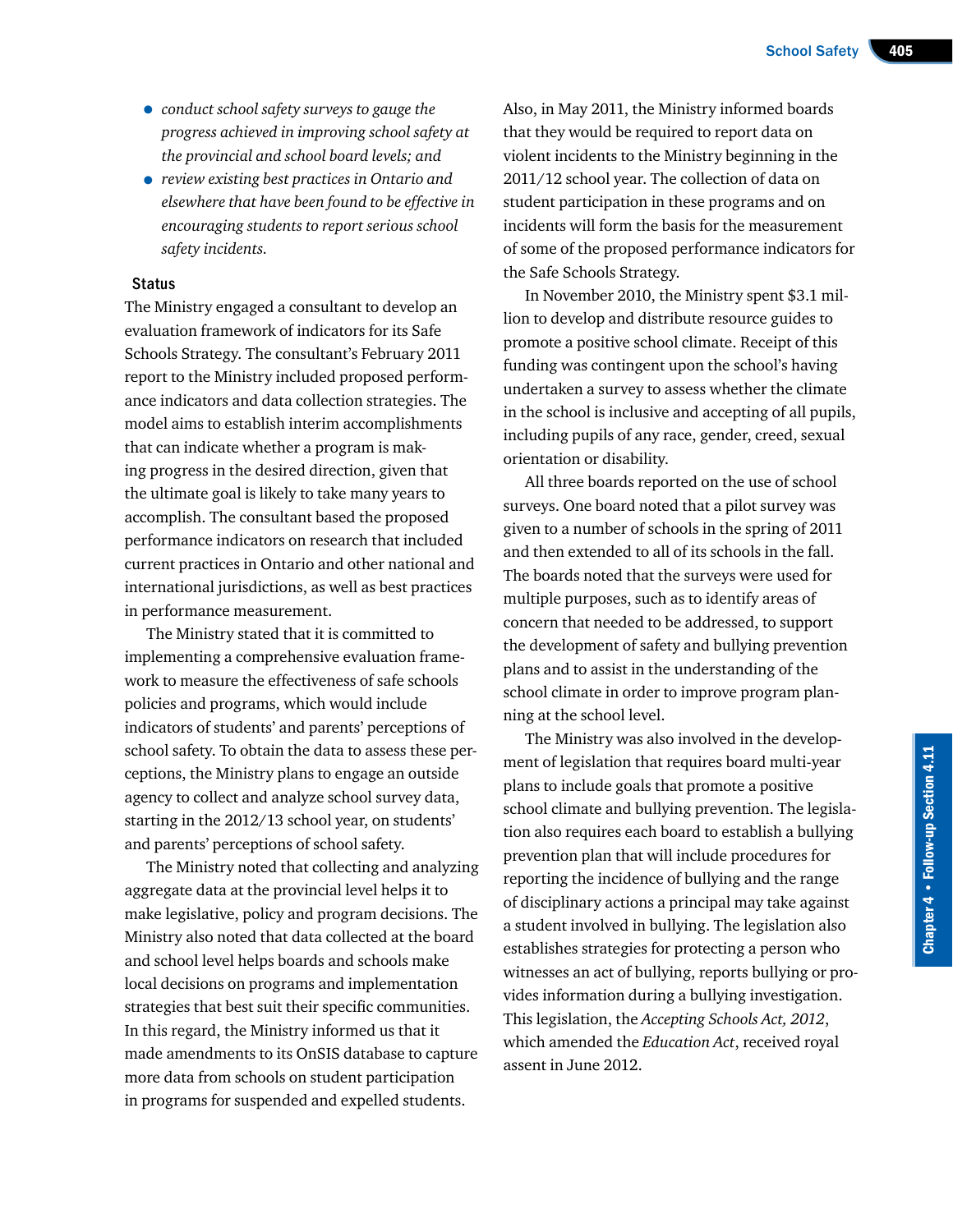- *conduct school safety surveys to gauge the progress achieved in improving school safety at the provincial and school board levels; and*
- *review existing best practices in Ontario and elsewhere that have been found to be effective in encouraging students to report serious school safety incidents.*

### Status

The Ministry engaged a consultant to develop an evaluation framework of indicators for its Safe Schools Strategy. The consultant's February 2011 report to the Ministry included proposed performance indicators and data collection strategies. The model aims to establish interim accomplishments that can indicate whether a program is making progress in the desired direction, given that the ultimate goal is likely to take many years to accomplish. The consultant based the proposed performance indicators on research that included current practices in Ontario and other national and international jurisdictions, as well as best practices in performance measurement.

The Ministry stated that it is committed to implementing a comprehensive evaluation framework to measure the effectiveness of safe schools policies and programs, which would include indicators of students' and parents' perceptions of school safety. To obtain the data to assess these perceptions, the Ministry plans to engage an outside agency to collect and analyze school survey data, starting in the 2012/13 school year, on students' and parents' perceptions of school safety.

The Ministry noted that collecting and analyzing aggregate data at the provincial level helps it to make legislative, policy and program decisions. The Ministry also noted that data collected at the board and school level helps boards and schools make local decisions on programs and implementation strategies that best suit their specific communities. In this regard, the Ministry informed us that it made amendments to its OnSIS database to capture more data from schools on student participation in programs for suspended and expelled students. Also, in May 2011, the Ministry informed boards that they would be required to report data on violent incidents to the Ministry beginning in the 2011/12 school year. The collection of data on student participation in these programs and on incidents will form the basis for the measurement of some of the proposed performance indicators for the Safe Schools Strategy.

In November 2010, the Ministry spent $3.1 million to develop and distribute resource guides to promote a positive school climate. Receipt of this funding was contingent upon the school's having undertaken a survey to assess whether the climate in the school is inclusive and accepting of all pupils, including pupils of any race, gender, creed, sexual orientation or disability.

All three boards reported on the use of school surveys. One board noted that a pilot survey was given to a number of schools in the spring of 2011 and then extended to all of its schools in the fall. The boards noted that the surveys were used for multiple purposes, such as to identify areas of concern that needed to be addressed, to support the development of safety and bullying prevention plans and to assist in the understanding of the school climate in order to improve program planning at the school level.

The Ministry was also involved in the development of legislation that requires board multi-year plans to include goals that promote a positive school climate and bullying prevention. The legislation also requires each board to establish a bullying prevention plan that will include procedures for reporting the incidence of bullying and the range of disciplinary actions a principal may take against a student involved in bullying. The legislation also establishes strategies for protecting a person who witnesses an act of bullying, reports bullying or provides information during a bullying investigation. This legislation, the *Accepting Schools Act, 2012*, which amended the *Education Act*, received royal assent in June 2012.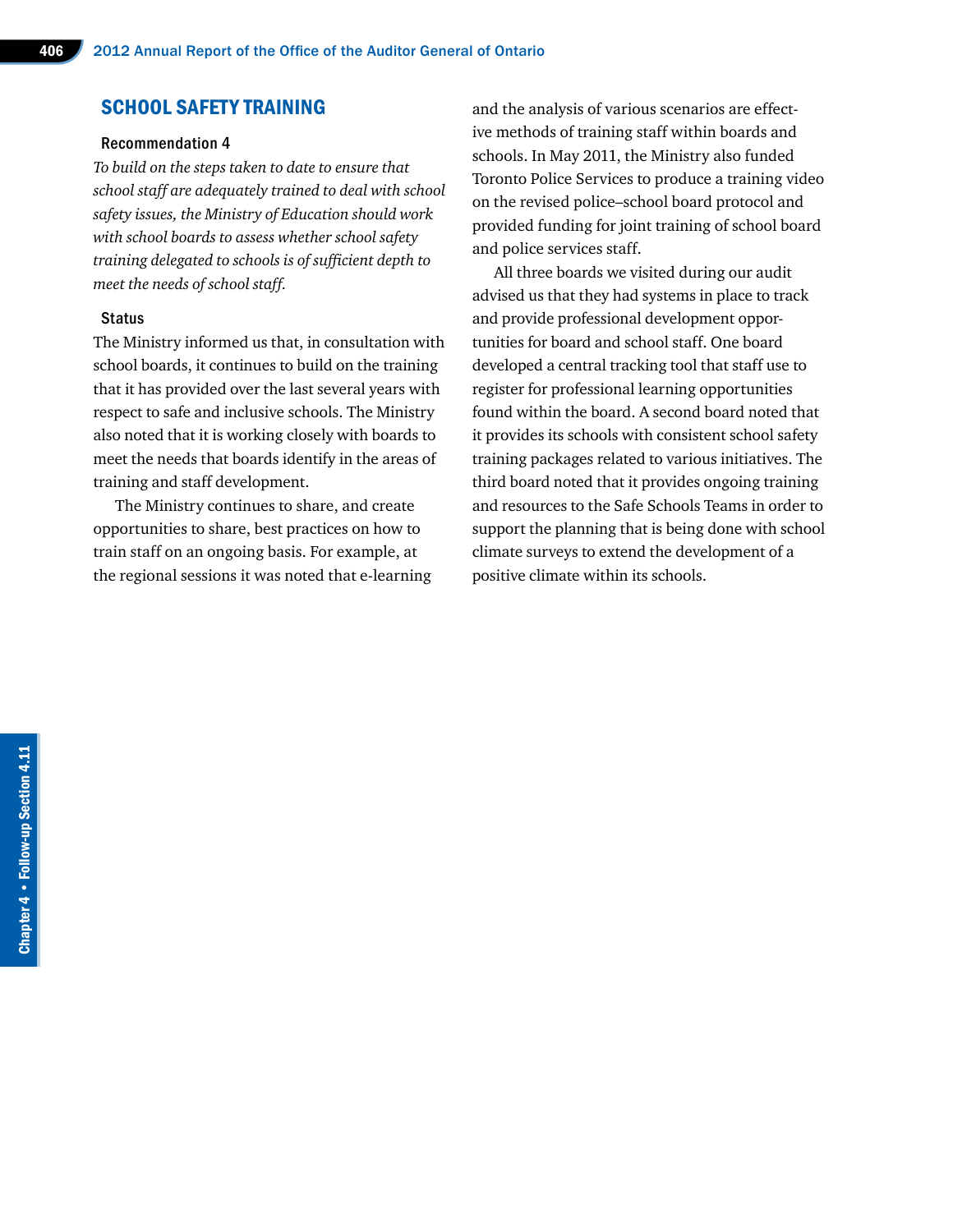## SCHOOL SAFETY TRAINING

### Recommendation 4

*To build on the steps taken to date to ensure that school staff are adequately trained to deal with school safety issues, the Ministry of Education should work with school boards to assess whether school safety training delegated to schools is of sufficient depth to meet the needs of school staff.*

### Status

The Ministry informed us that, in consultation with school boards, it continues to build on the training that it has provided over the last several years with respect to safe and inclusive schools. The Ministry also noted that it is working closely with boards to meet the needs that boards identify in the areas of training and staff development.

The Ministry continues to share, and create opportunities to share, best practices on how to train staff on an ongoing basis. For example, at the regional sessions it was noted that e-learning and the analysis of various scenarios are effective methods of training staff within boards and schools. In May 2011, the Ministry also funded Toronto Police Services to produce a training video on the revised police–school board protocol and provided funding for joint training of school board and police services staff.

All three boards we visited during our audit advised us that they had systems in place to track and provide professional development opportunities for board and school staff. One board developed a central tracking tool that staff use to register for professional learning opportunities found within the board. A second board noted that it provides its schools with consistent school safety training packages related to various initiatives. The third board noted that it provides ongoing training and resources to the Safe Schools Teams in order to support the planning that is being done with school climate surveys to extend the development of a positive climate within its schools.